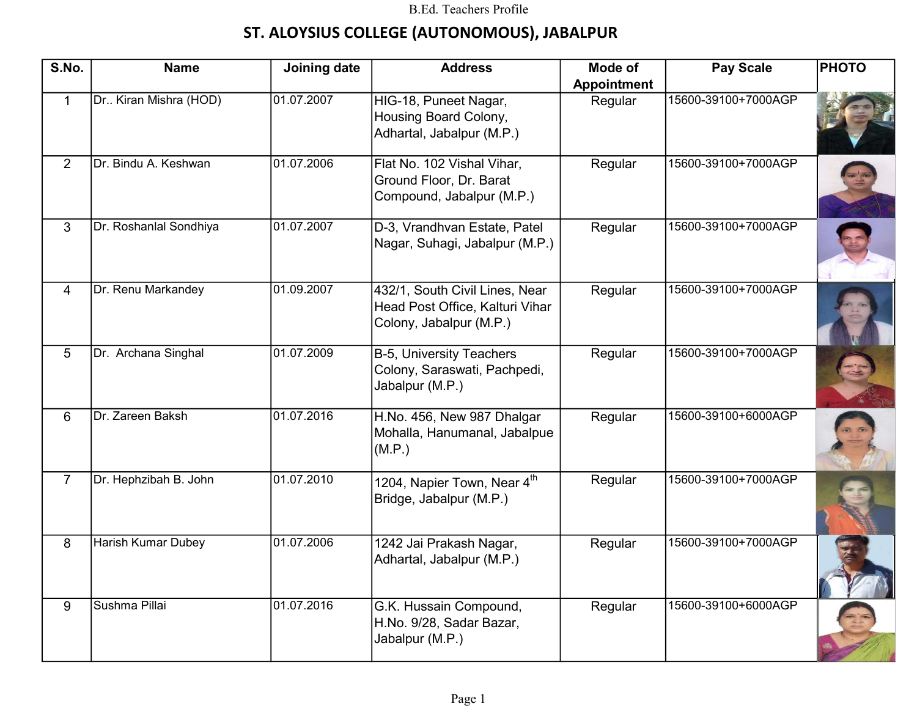B.Ed. Teachers Profile

# ST. ALOYSIUS COLLEGE (AUTONOMOUS), JABALPUR

| S.No. | Name | Joining date | Address | Mode of Appointment | Pay Scale | PHOTO |
|---|---|---|---|---|---|---|
| 1 | Dr.. Kiran Mishra (HOD) | 01.07.2007 | HIG-18, Puneet Nagar, Housing Board Colony, Adhartal, Jabalpur (M.P.) | Regular | 15600-39100+7000AGP | |
| 2 | Dr. Bindu A. Keshwan | 01.07.2006 | Flat No. 102 Vishal Vihar, Ground Floor, Dr. Barat Compound, Jabalpur (M.P.) | Regular | 15600-39100+7000AGP | |
| 3 | Dr. Roshanlal Sondhiya | 01.07.2007 | D-3, Vrandhvan Estate, Patel Nagar, Suhagi, Jabalpur (M.P.) | Regular | 15600-39100+7000AGP | |
| 4 | Dr. Renu Markandey | 01.09.2007 | 432/1, South Civil Lines, Near Head Post Office, Kalturi Vihar Colony, Jabalpur (M.P.) | Regular | 15600-39100+7000AGP | |
| 5 | Dr. Archana Singhal | 01.07.2009 | B-5, University Teachers Colony, Saraswati, Pachpedi, Jabalpur (M.P.) | Regular | 15600-39100+7000AGP | |
| 6 | Dr. Zareen Baksh | 01.07.2016 | H.No. 456, New 987 Dhalgar Mohalla, Hanumanal, Jabalpue (M.P.) | Regular | 15600-39100+6000AGP | |
| 7 | Dr. Hephzibah B. John | 01.07.2010 | 1204, Napier Town, Near 4th Bridge, Jabalpur (M.P.) | Regular | 15600-39100+7000AGP | |
| 8 | Harish Kumar Dubey | 01.07.2006 | 1242 Jai Prakash Nagar, Adhartal, Jabalpur (M.P.) | Regular | 15600-39100+7000AGP | |
| 9 | Sushma Pillai | 01.07.2016 | G.K. Hussain Compound, H.No. 9/28, Sadar Bazar, Jabalpur (M.P.) | Regular | 15600-39100+6000AGP | |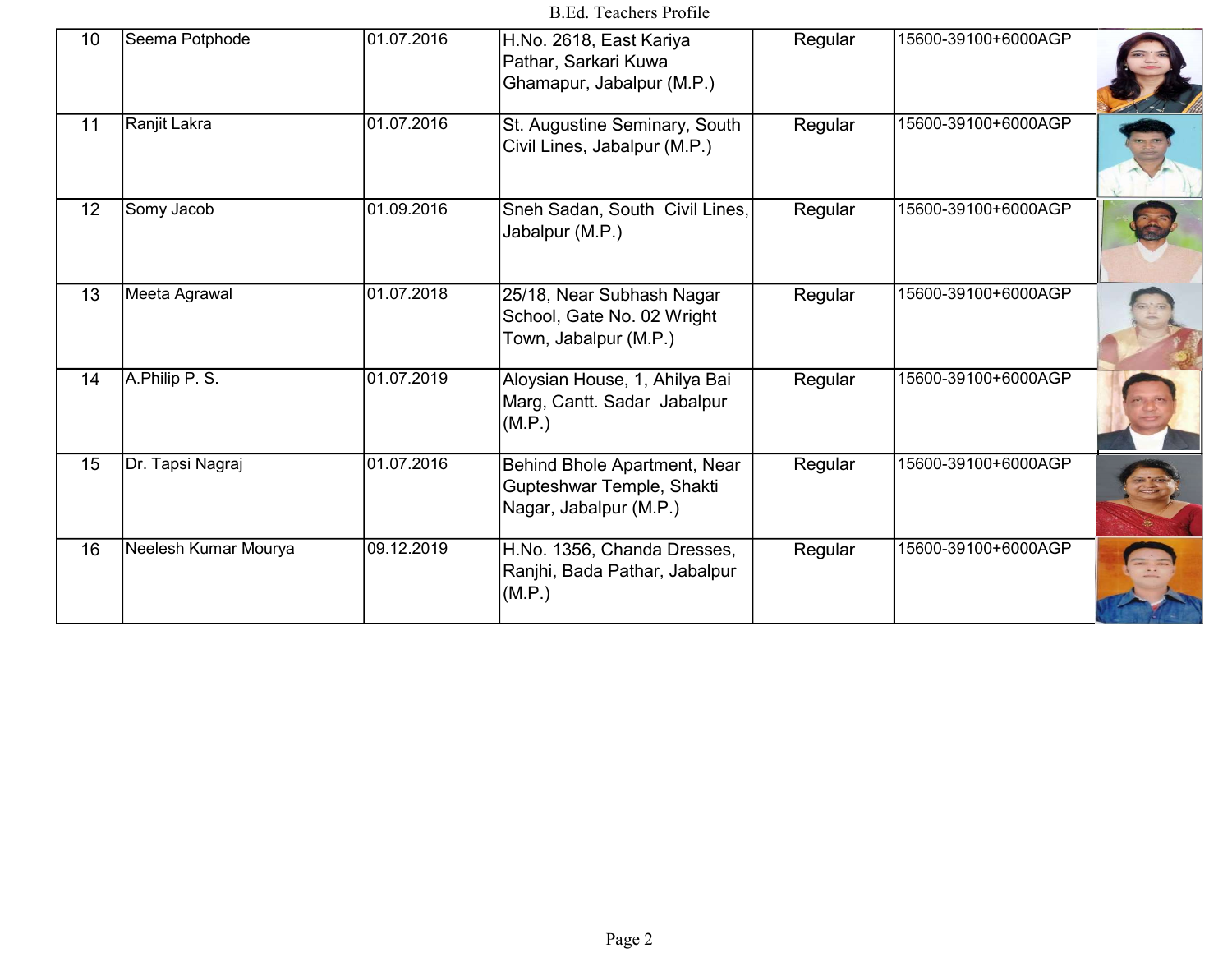| | | | | | | |
|---|---|---|---|---|---|---|
| 10 | Seema Potphode | 01.07.2016 | H.No. 2618, East Kariya Pathar, Sarkari Kuwa Ghamapur, Jabalpur (M.P.) | Regular | 15600-39100+6000AGP | |
| 11 | Ranjit Lakra | 01.07.2016 | St. Augustine Seminary, South Civil Lines, Jabalpur (M.P.) | Regular | 15600-39100+6000AGP | |
| 12 | Somy Jacob | 01.09.2016 | Sneh Sadan, South Civil Lines, Jabalpur (M.P.) | Regular | 15600-39100+6000AGP | |
| 13 | Meeta Agrawal | 01.07.2018 | 25/18, Near Subhash Nagar School, Gate No. 02 Wright Town, Jabalpur (M.P.) | Regular | 15600-39100+6000AGP | |
| 14 | A.Philip P. S. | 01.07.2019 | Aloysian House, 1, Ahilya Bai Marg, Cantt. Sadar Jabalpur (M.P.) | Regular | 15600-39100+6000AGP | |
| 15 | Dr. Tapsi Nagraj | 01.07.2016 | Behind Bhole Apartment, Near Gupteshwar Temple, Shakti Nagar, Jabalpur (M.P.) | Regular | 15600-39100+6000AGP | |
| 16 | Neelesh Kumar Mourya | 09.12.2019 | H.No. 1356, Chanda Dresses, Ranjhi, Bada Pathar, Jabalpur (M.P.) | Regular | 15600-39100+6000AGP | |